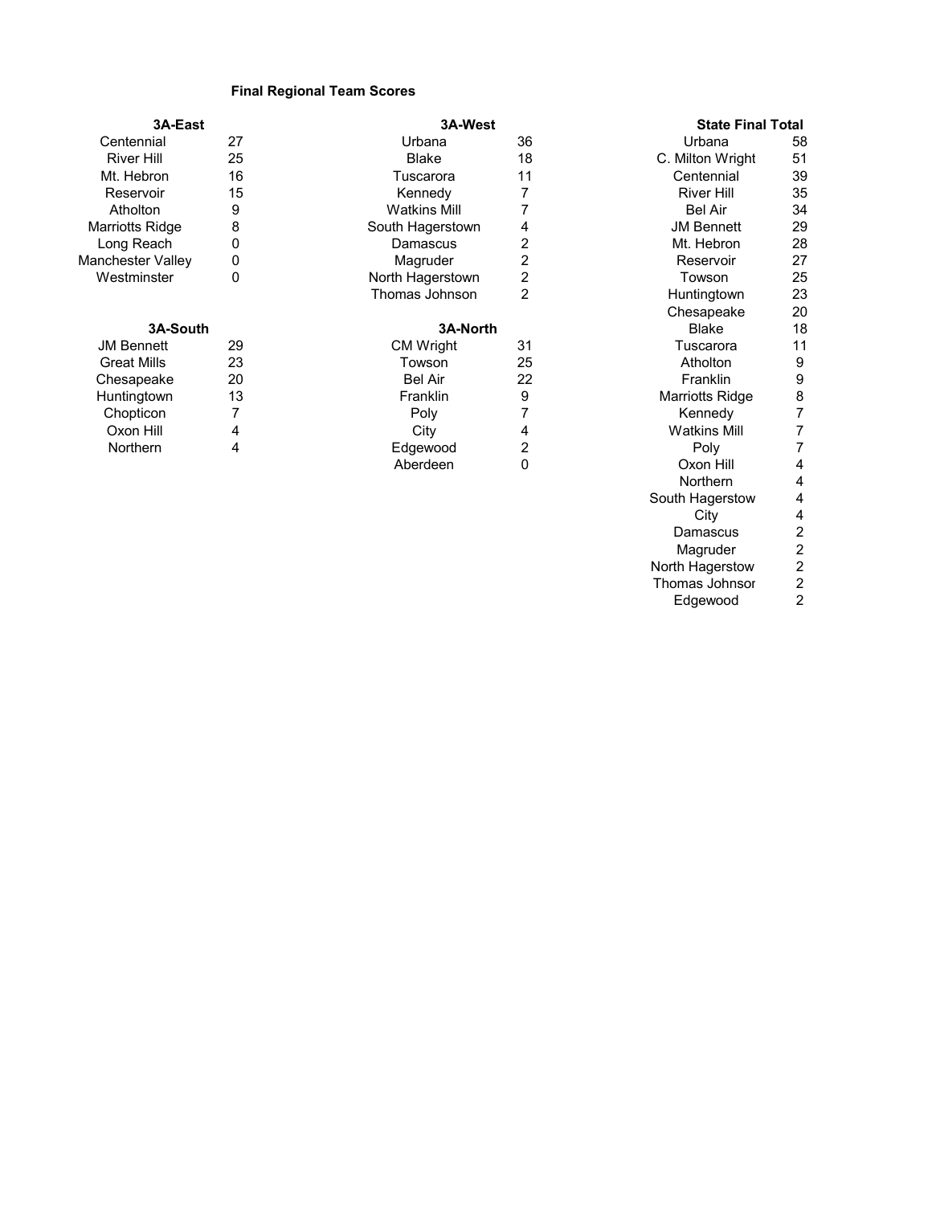**Final Regional Team Scores**

| 3A-East | |
|---|---|
| Centennial | 27 |
| River Hill | 25 |
| Mt. Hebron | 16 |
| Reservoir | 15 |
| Atholton | 9 |
| Marriotts Ridge | 8 |
| Long Reach | 0 |
| Manchester Valley | 0 |
| Westminster | 0 |

| 3A-West | |
|---|---|
| Urbana | 36 |
| Blake | 18 |
| Tuscarora | 11 |
| Kennedy | 7 |
| Watkins Mill | 7 |
| South Hagerstown | 4 |
| Damascus | 2 |
| Magruder | 2 |
| North Hagerstown | 2 |
| Thomas Johnson | 2 |

| 3A-South | |
|---|---|
| JM Bennett | 29 |
| Great Mills | 23 |
| Chesapeake | 20 |
| Huntingtown | 13 |
| Chopticon | 7 |
| Oxon Hill | 4 |
| Northern | 4 |

| 3A-North | |
|---|---|
| CM Wright | 31 |
| Towson | 25 |
| Bel Air | 22 |
| Franklin | 9 |
| Poly | 7 |
| City | 4 |
| Edgewood | 2 |
| Aberdeen | 0 |

| State Final Total | |
|---|---|
| Urbana | 58 |
| C. Milton Wright | 51 |
| Centennial | 39 |
| River Hill | 35 |
| Bel Air | 34 |
| JM Bennett | 29 |
| Mt. Hebron | 28 |
| Reservoir | 27 |
| Towson | 25 |
| Huntingtown | 23 |
| Chesapeake | 20 |
| Blake | 18 |
| Tuscarora | 11 |
| Atholton | 9 |
| Franklin | 9 |
| Marriotts Ridge | 8 |
| Kennedy | 7 |
| Watkins Mill | 7 |
| Poly | 7 |
| Oxon Hill | 4 |
| Northern | 4 |
| South Hagerstow | 4 |
| City | 4 |
| Damascus | 2 |
| Magruder | 2 |
| North Hagerstow | 2 |
| Thomas Johnsor | 2 |
| Edgewood | 2 |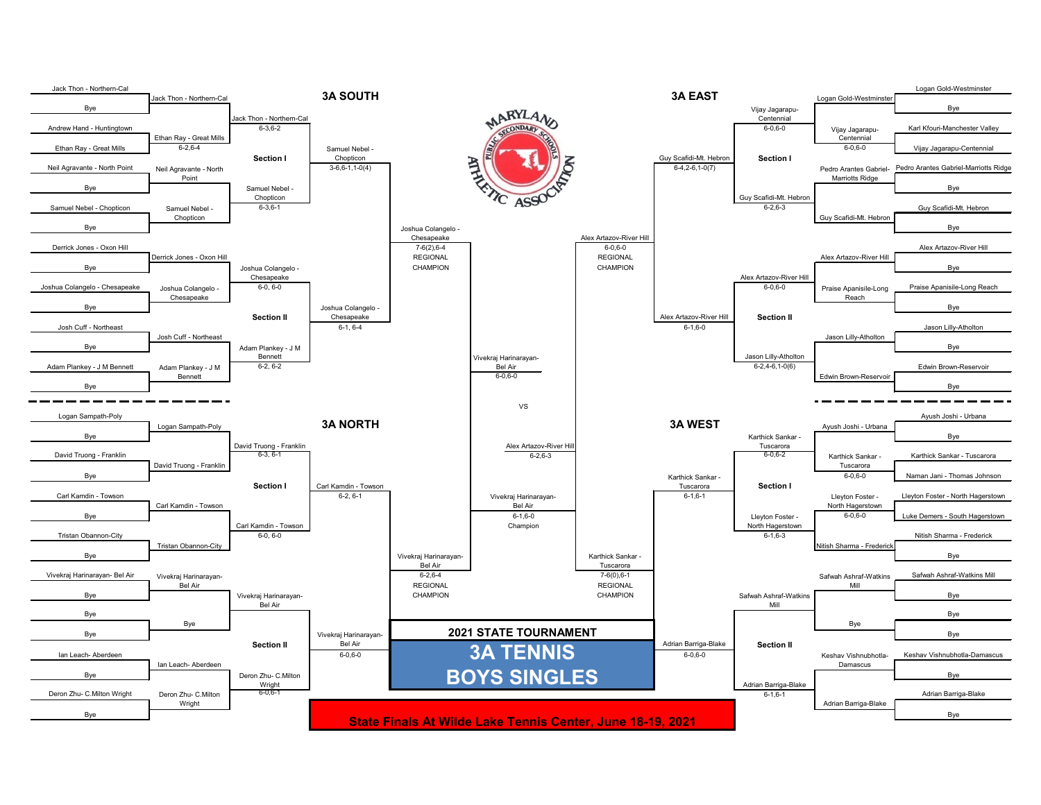# 2021 STATE TOURNAMENT

## 3A TENNIS BOYS SINGLES

**State Finals At Wilde Lake Tennis Center, June 18-19, 2021**

### 3A SOUTH

**Section I**

| First Round | Second Round | Quarterfinal | Semifinal |
|---|---|---|---|
| Jack Thon - Northern-Cal vs Bye | Jack Thon - Northern-Cal | Jack Thon - Northern-Cal 6-3,6-2 | Samuel Nebel - Chopticon 3-6,6-1,1-0(4) |
| Andrew Hand - Huntingtown vs Ethan Ray - Great Mills | Ethan Ray - Great Mills 6-2,6-4 | | |
| Neil Agravante - North Point vs Bye | Neil Agravante - North Point | Samuel Nebel - Chopticon 6-3,6-1 | |
| Samuel Nebel - Chopticon vs Bye | Samuel Nebel - Chopticon | | |

**Section II**

| First Round | Second Round | Quarterfinal | Semifinal |
|---|---|---|---|
| Derrick Jones - Oxon Hill vs Bye | Derrick Jones - Oxon Hill | Joshua Colangelo - Chesapeake 6-0, 6-0 | Joshua Colangelo - Chesapeake 6-1, 6-4 |
| Joshua Colangelo - Chesapeake vs Bye | Joshua Colangelo - Chesapeake | | |
| Josh Cuff - Northeast vs Bye | Josh Cuff - Northeast | Adam Plankey - J M Bennett 6-2, 6-2 | |
| Adam Plankey - J M Bennett vs Bye | Adam Plankey - J M Bennett | | |

**Regional Champion:** Joshua Colangelo - Chesapeake 7-6(2),6-4

### 3A NORTH

**Section I**

| First Round | Second Round | Quarterfinal | Semifinal |
|---|---|---|---|
| Logan Sampath-Poly vs Bye | Logan Sampath-Poly | David Truong - Franklin 6-3, 6-1 | Carl Kamdin - Towson 6-2, 6-1 |
| David Truong - Franklin vs Bye | David Truong - Franklin | | |
| Carl Kamdin - Towson vs Bye | Carl Kamdin - Towson | Carl Kamdin - Towson 6-0, 6-0 | |
| Tristan Obannon-City vs Bye | Tristan Obannon-City | | |

**Section II**

| First Round | Second Round | Quarterfinal | Semifinal |
|---|---|---|---|
| Vivekraj Harinarayan- Bel Air vs Bye | Vivekraj Harinarayan- Bel Air | Vivekraj Harinarayan- Bel Air | Vivekraj Harinarayan- Bel Air 6-0,6-0 |
| Bye vs Bye | Bye | | |
| Ian Leach- Aberdeen vs Bye | Ian Leach- Aberdeen | Deron Zhu- C.Milton Wright 6-0,6-1 | |
| Deron Zhu- C.Milton Wright vs Bye | Deron Zhu- C.Milton Wright | | |

**Regional Champion:** Vivekraj Harinarayan- Bel Air 6-2,6-4

### 3A EAST

**Section I**

| First Round | Second Round | Quarterfinal | Semifinal |
|---|---|---|---|
| Logan Gold-Westminster vs Bye | Logan Gold-Westminster | Vijay Jagarapu- Centennial 6-0,6-0 | Guy Scafidi-Mt. Hebron 6-4,2-6,1-0(7) |
| Karl Kfouri-Manchester Valley vs Vijay Jagarapu-Centennial | Vijay Jagarapu- Centennial 6-0,6-0 | | |
| Pedro Arantes Gabriel-Marriotts Ridge vs Bye | Pedro Arantes Gabriel- Marriotts Ridge | Guy Scafidi-Mt. Hebron 6-2,6-3 | |
| Guy Scafidi-Mt. Hebron vs Bye | Guy Scafidi-Mt. Hebron | | |

**Section II**

| First Round | Second Round | Quarterfinal | Semifinal |
|---|---|---|---|
| Alex Artazov-River Hill vs Bye | Alex Artazov-River Hill | Alex Artazov-River Hill 6-0,6-0 | Alex Artazov-River Hill 6-1,6-0 |
| Praise Apanisile-Long Reach vs Bye | Praise Apanisile-Long Reach | | |
| Jason Lilly-Atholton vs Bye | Jason Lilly-Atholton | Jason Lilly-Atholton 6-2,4-6,1-0(6) | |
| Edwin Brown-Reservoir vs Bye | Edwin Brown-Reservoir | | |

**Regional Champion:** Alex Artazov-River Hill 6-0,6-0

### 3A WEST

**Section I**

| First Round | Second Round | Quarterfinal | Semifinal |
|---|---|---|---|
| Ayush Joshi - Urbana vs Bye | Ayush Joshi - Urbana | Karthick Sankar - Tuscarora 6-0,6-2 | Karthick Sankar - Tuscarora 6-1,6-1 |
| Karthick Sankar - Tuscarora vs Naman Jani - Thomas Johnson | Karthick Sankar - Tuscarora 6-0,6-0 | | |
| Lleyton Foster - North Hagerstown vs Luke Demers - South Hagerstown | Lleyton Foster - North Hagerstown 6-0,6-0 | Lleyton Foster - North Hagerstown 6-1,6-3 | |
| Nitish Sharma - Frederick vs Bye | Nitish Sharma - Frederick | | |

**Section II**

| First Round | Second Round | Quarterfinal | Semifinal |
|---|---|---|---|
| Safwah Ashraf-Watkins Mill vs Bye | Safwah Ashraf-Watkins Mill | Safwah Ashraf-Watkins Mill | Adrian Barriga-Blake 6-0,6-0 |
| Bye vs Bye | Bye | | |
| Keshav Vishnubhotla-Damascus vs Bye | Keshav Vishnubhotla- Damascus | Adrian Barriga-Blake 6-1,6-1 | |
| Adrian Barriga-Blake vs Bye | Adrian Barriga-Blake | | |

**Regional Champion:** Karthick Sankar - Tuscarora 7-6(0),6-1

### State Semifinals

- Vivekraj Harinarayan- Bel Air 6-0,6-0 (Joshua Colangelo - Chesapeake vs Vivekraj Harinarayan- Bel Air)
- Alex Artazov-River Hill 6-2,6-3 (Alex Artazov-River Hill vs Karthick Sankar - Tuscarora)

### State Final

Vivekraj Harinarayan- Bel Air vs Alex Artazov-River Hill

**Champion:** Vivekraj Harinarayan- Bel Air 6-1,6-0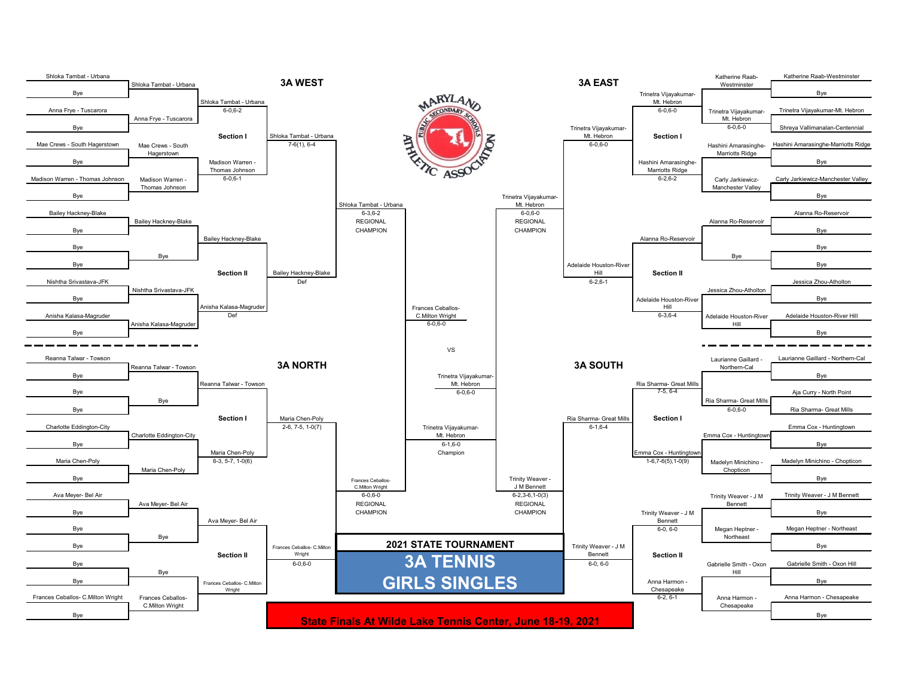# 2021 STATE TOURNAMENT

## 3A TENNIS GIRLS SINGLES

**State Finals At Wilde Lake Tennis Center, June 18-19, 2021**

## 3A WEST

### Section I

| First Round | Second Round | Section Semifinal | Section Final |
|---|---|---|---|
| Shloka Tambat - Urbana vs Bye | Shloka Tambat - Urbana | Shloka Tambat - Urbana 6-0,6-2 | Shloka Tambat - Urbana 7-6(1), 6-4 |
| Anna Frye - Tuscarora vs Bye | Anna Frye - Tuscarora | | |
| Mae Crews - South Hagerstown vs Bye | Mae Crews - South Hagerstown | Madison Warren - Thomas Johnson 6-0,6-1 | |
| Madison Warren - Thomas Johnson vs Bye | Madison Warren - Thomas Johnson | | |

### Section II

| First Round | Second Round | Section Semifinal | Section Final |
|---|---|---|---|
| Bailey Hackney-Blake vs Bye | Bailey Hackney-Blake | Bailey Hackney-Blake | Bailey Hackney-Blake Def |
| Bye vs Bye | Bye | | |
| Nishtha Srivastava-JFK vs Bye | Nishtha Srivastava-JFK | Anisha Kalasa-Magruder Def | |
| Anisha Kalasa-Magruder vs Bye | Anisha Kalasa-Magruder | | |

**Shloka Tambat - Urbana 6-3,6-2 REGIONAL CHAMPION**

## 3A EAST

### Section I

| First Round | Second Round | Section Semifinal | Section Final |
|---|---|---|---|
| Katherine Raab-Westminster vs Bye | Katherine Raab-Westminster | Trinetra Vijayakumar-Mt. Hebron 6-0,6-0 | Trinetra Vijayakumar-Mt. Hebron 6-0,6-0 |
| Trinetra Vijayakumar-Mt. Hebron vs Shreya Vallimanalan-Centennial | Trinetra Vijayakumar-Mt. Hebron 6-0,6-0 | | |
| Hashini Amarasinghe-Marriotts Ridge vs Bye | Hashini Amarasinghe-Marriotts Ridge | Hashini Amarasinghe-Marriotts Ridge 6-2,6-2 | |
| Carly Jarkiewicz-Manchester Valley vs Bye | Carly Jarkiewicz-Manchester Valley | | |

### Section II

| First Round | Second Round | Section Semifinal | Section Final |
|---|---|---|---|
| Alanna Ro-Reservoir vs Bye | Alanna Ro-Reservoir | Alanna Ro-Reservoir | Adelaide Houston-River Hill 6-2,6-1 |
| Bye vs Bye | Bye | | |
| Jessica Zhou-Atholton vs Bye | Jessica Zhou-Atholton | Adelaide Houston-River Hill 6-3,6-4 | |
| Adelaide Houston-River Hill vs Bye | Adelaide Houston-River Hill | | |

**Trinetra Vijayakumar-Mt. Hebron 6-0,6-0 REGIONAL CHAMPION**

## 3A NORTH

### Section I

| First Round | Second Round | Section Semifinal | Section Final |
|---|---|---|---|
| Reanna Talwar - Towson vs Bye | Reanna Talwar - Towson | Reanna Talwar - Towson | Maria Chen-Poly 2-6, 7-5, 1-0(7) |
| Bye vs Bye | Bye | | |
| Charlotte Eddington-City vs Bye | Charlotte Eddington-City | Maria Chen-Poly 6-3, 5-7, 1-0(6) | |
| Maria Chen-Poly vs Bye | Maria Chen-Poly | | |

### Section II

| First Round | Second Round | Section Semifinal | Section Final |
|---|---|---|---|
| Ava Meyer- Bel Air vs Bye | Ava Meyer- Bel Air | Ava Meyer- Bel Air | Frances Ceballos- C.Milton Wright 6-0,6-0 |
| Bye vs Bye | Bye | | |
| Bye vs Bye | Bye | Frances Ceballos- C.Milton Wright | |
| Frances Ceballos- C.Milton Wright vs Bye | Frances Ceballos- C.Milton Wright | | |

**Frances Ceballos- C.Milton Wright 6-0,6-0 REGIONAL CHAMPION**

## 3A SOUTH

### Section I

| First Round | Second Round | Section Semifinal | Section Final |
|---|---|---|---|
| Laurianne Gaillard - Northern-Cal vs Bye | Laurianne Gaillard - Northern-Cal | Ria Sharma- Great Mills 7-5, 6-4 | Ria Sharma- Great Mills 6-1,6-4 |
| Aja Curry - North Point vs Ria Sharma- Great Mills | Ria Sharma- Great Mills 6-0,6-0 | | |
| Emma Cox - Huntingtown vs Bye | Emma Cox - Huntingtown | Emma Cox - Huntingtown 1-6,7-6(5),1-0(9) | |
| Madelyn Minichino - Chopticon vs Bye | Madelyn Minichino - Chopticon | | |

### Section II

| First Round | Second Round | Section Semifinal | Section Final |
|---|---|---|---|
| Trinity Weaver - J M Bennett vs Bye | Trinity Weaver - J M Bennett | Trinity Weaver - J M Bennett 6-0, 6-0 | Trinity Weaver - J M Bennett 6-0, 6-0 |
| Megan Heptner - Northeast vs Bye | Megan Heptner - Northeast | | |
| Gabrielle Smith - Oxon Hill vs Bye | Gabrielle Smith - Oxon Hill | Anna Harmon - Chesapeake 6-2, 6-1 | |
| Anna Harmon - Chesapeake vs Bye | Anna Harmon - Chesapeake | | |

**Trinity Weaver - J M Bennett 6-2,3-6,1-0(3) REGIONAL CHAMPION**

## State Semifinals and Final

- Frances Ceballos- C.Milton Wright 6-0,6-0
- VS
- Trinetra Vijayakumar- Mt. Hebron 6-0,6-0

**Trinetra Vijayakumar- Mt. Hebron 6-1,6-0 Champion**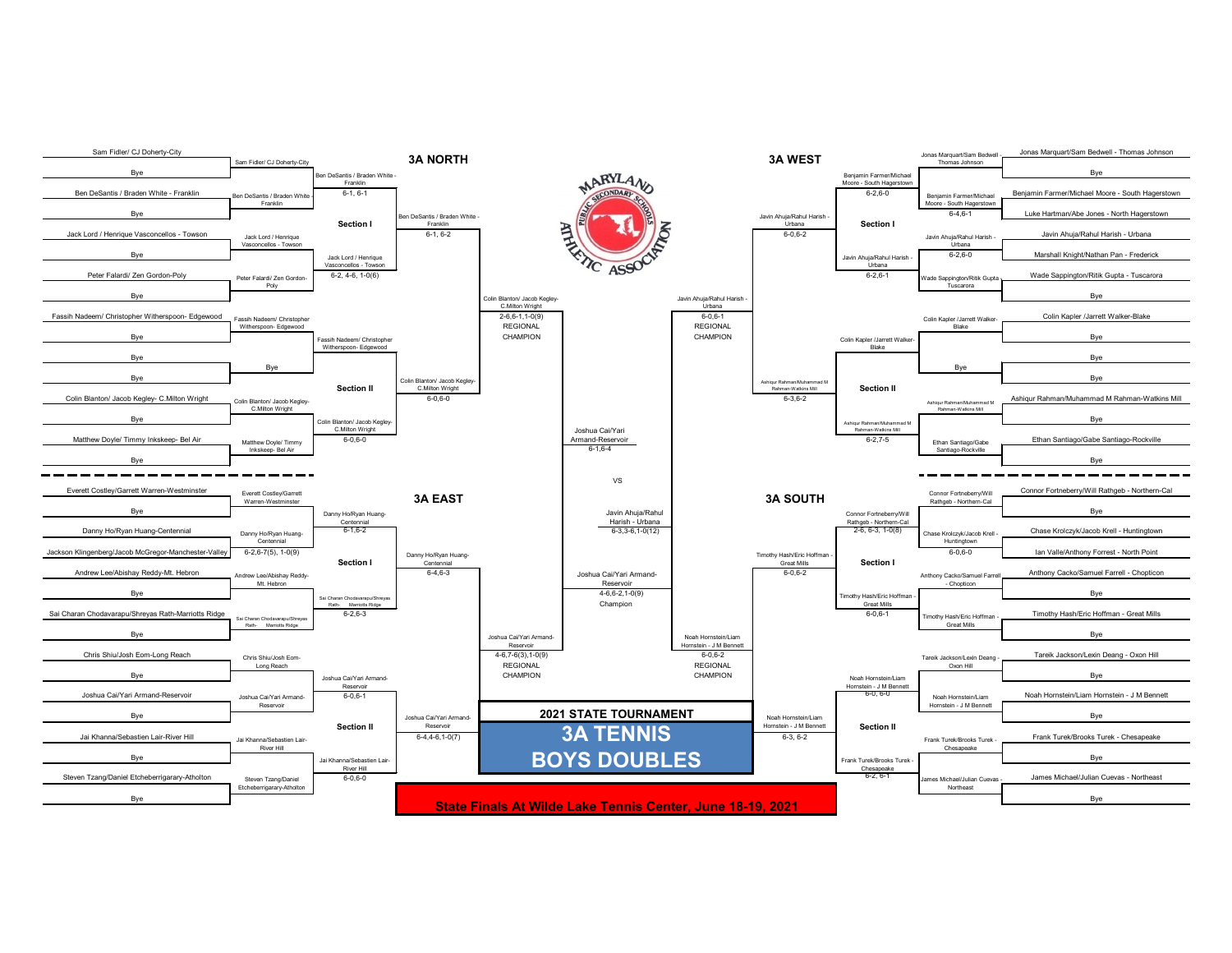# 2021 STATE TOURNAMENT

# 3A TENNIS BOYS DOUBLES

**State Finals At Wilde Lake Tennis Center, June 18-19, 2021**

## 3A NORTH

### Section I

| First Round | Second Round | Section Semifinal | Section Final |
|---|---|---|---|
| Sam Fidler/ CJ Doherty-City | Sam Fidler/ CJ Doherty-City | Ben DeSantis / Braden White - Franklin 6-1, 6-1 | Ben DeSantis / Braden White - Franklin 6-1, 6-2 |
| Bye | | | |
| Ben DeSantis / Braden White - Franklin | Ben DeSantis / Braden White - Franklin | | |
| Bye | | | |
| Jack Lord / Henrique Vasconcellos - Towson | Jack Lord / Henrique Vasconcellos - Towson | Jack Lord / Henrique Vasconcellos - Towson 6-2, 4-6, 1-0(6) | |
| Bye | | | |
| Peter Falardi/ Zen Gordon-Poly | Peter Falardi/ Zen Gordon-Poly | | |
| Bye | | | |

### Section II

| First Round | Second Round | Section Semifinal | Section Final |
|---|---|---|---|
| Fassih Nadeem/ Christopher Witherspoon- Edgewood | Fassih Nadeem/ Christopher Witherspoon- Edgewood | Fassih Nadeem/ Christopher Witherspoon- Edgewood | Colin Blanton/ Jacob Kegley- C.Milton Wright 6-0,6-0 |
| Bye | | | |
| Bye | Bye | | |
| Bye | | | |
| Colin Blanton/ Jacob Kegley- C.Milton Wright | Colin Blanton/ Jacob Kegley- C.Milton Wright | Colin Blanton/ Jacob Kegley- C.Milton Wright 6-0,6-0 | |
| Bye | | | |
| Matthew Doyle/ Timmy Inkskeep- Bel Air | Matthew Doyle/ Timmy Inkskeep- Bel Air | | |
| Bye | | | |

**3A North Regional Champion:** Colin Blanton/ Jacob Kegley- C.Milton Wright 2-6,6-1,1-0(9)

## 3A EAST

### Section I

| First Round | Second Round | Section Semifinal | Section Final |
|---|---|---|---|
| Everett Costley/Garrett Warren-Westminster | Everett Costley/Garrett Warren-Westminster | Danny Ho/Ryan Huang-Centennial 6-1,6-2 | Danny Ho/Ryan Huang-Centennial 6-4,6-3 |
| Bye | | | |
| Danny Ho/Ryan Huang-Centennial | Danny Ho/Ryan Huang-Centennial 6-2,6-7(5), 1-0(9) | | |
| Jackson Klingenberg/Jacob McGregor-Manchester-Valley | | | |
| Andrew Lee/Abishay Reddy-Mt. Hebron | Andrew Lee/Abishay Reddy-Mt. Hebron | Sai Charan Chodavarapu/Shreyas Rath- Marriotts Ridge 6-2,6-3 | |
| Bye | | | |
| Sai Charan Chodavarapu/Shreyas Rath-Marriotts Ridge | Sai Charan Chodavarapu/Shreyas Rath- Marriotts Ridge | | |
| Bye | | | |

### Section II

| First Round | Second Round | Section Semifinal | Section Final |
|---|---|---|---|
| Chris Shiu/Josh Eom-Long Reach | Chris Shiu/Josh Eom-Long Reach | Joshua Cai/Yari Armand-Reservoir 6-0,6-1 | Joshua Cai/Yari Armand-Reservoir 6-4,4-6,1-0(7) |
| Bye | | | |
| Joshua Cai/Yari Armand-Reservoir | Joshua Cai/Yari Armand-Reservoir | | |
| Bye | | | |
| Jai Khanna/Sebastien Lair-River Hill | Jai Khanna/Sebastien Lair-River Hill | Jai Khanna/Sebastien Lair-River Hill 6-0,6-0 | |
| Bye | | | |
| Steven Tzang/Daniel Etcheberrigarary-Atholton | Steven Tzang/Daniel Etcheberrigarary-Atholton | | |
| Bye | | | |

**3A East Regional Champion:** Joshua Cai/Yari Armand-Reservoir 4-6,7-6(3),1-0(9)

## 3A WEST

### Section I

| First Round | Second Round | Section Semifinal | Section Final |
|---|---|---|---|
| Jonas Marquart/Sam Bedwell - Thomas Johnson | Jonas Marquart/Sam Bedwell - Thomas Johnson | Benjamin Farmer/Michael Moore - South Hagerstown 6-2,6-0 | Javin Ahuja/Rahul Harish - Urbana 6-0,6-2 |
| Bye | | | |
| Benjamin Farmer/Michael Moore - South Hagerstown | Benjamin Farmer/Michael Moore - South Hagerstown 6-4,6-1 | | |
| Luke Hartman/Abe Jones - North Hagerstown | | | |
| Javin Ahuja/Rahul Harish - Urbana | Javin Ahuja/Rahul Harish - Urbana 6-2,6-0 | Javin Ahuja/Rahul Harish - Urbana 6-2,6-1 | |
| Marshall Knight/Nathan Pan - Frederick | | | |
| Wade Sappington/Ritik Gupta - Tuscarora | Wade Sappington/Ritik Gupta - Tuscarora | | |
| Bye | | | |

### Section II

| First Round | Second Round | Section Semifinal | Section Final |
|---|---|---|---|
| Colin Kapler /Jarrett Walker-Blake | Colin Kapler /Jarrett Walker-Blake | Colin Kapler /Jarrett Walker-Blake | Ashiqur Rahman/Muhammad M Rahman-Watkins Mill 6-3,6-2 |
| Bye | | | |
| Bye | Bye | | |
| Bye | | | |
| Ashiqur Rahman/Muhammad M Rahman-Watkins Mill | Ashiqur Rahman/Muhammad M Rahman-Watkins Mill | Ashiqur Rahman/Muhammad M Rahman-Watkins Mill 6-2,7-5 | |
| Bye | | | |
| Ethan Santiago/Gabe Santiago-Rockville | Ethan Santiago/Gabe Santiago-Rockville | | |
| Bye | | | |

**3A West Regional Champion:** Javin Ahuja/Rahul Harish - Urbana 6-0,6-1

## 3A SOUTH

### Section I

| First Round | Second Round | Section Semifinal | Section Final |
|---|---|---|---|
| Connor Fortneberry/Will Rathgeb - Northern-Cal | Connor Fortneberry/Will Rathgeb - Northern-Cal | Connor Fortneberry/Will Rathgeb - Northern-Cal 2-6, 6-3, 1-0(8) | Timothy Hash/Eric Hoffman - Great Mills 6-0,6-2 |
| Bye | | | |
| Chase Krolczyk/Jacob Krell - Huntingtown | Chase Krolczyk/Jacob Krell - Huntingtown 6-0,6-0 | | |
| Ian Valle/Anthony Forrest - North Point | | | |
| Anthony Cacko/Samuel Farrell - Chopticon | Anthony Cacko/Samuel Farrell - Chopticon | Timothy Hash/Eric Hoffman - Great Mills 6-0,6-1 | |
| Bye | | | |
| Timothy Hash/Eric Hoffman - Great Mills | Timothy Hash/Eric Hoffman - Great Mills | | |
| Bye | | | |

### Section II

| First Round | Second Round | Section Semifinal | Section Final |
|---|---|---|---|
| Tareik Jackson/Lexin Deang - Oxon Hill | Tareik Jackson/Lexin Deang - Oxon Hill | Noah Hornstein/Liam Hornstein - J M Bennett 6-0, 6-0 | Noah Hornstein/Liam Hornstein - J M Bennett 6-3, 6-2 |
| Bye | | | |
| Noah Hornstein/Liam Hornstein - J M Bennett | Noah Hornstein/Liam Hornstein - J M Bennett | | |
| Bye | | | |
| Frank Turek/Brooks Turek - Chesapeake | Frank Turek/Brooks Turek - Chesapeake | Frank Turek/Brooks Turek - Chesapeake 6-2, 6-1 | |
| Bye | | | |
| James Michael/Julian Cuevas - Northeast | James Michael/Julian Cuevas - Northeast | | |
| Bye | | | |

**3A South Regional Champion:** Noah Hornstein/Liam Hornstein - J M Bennett 6-0,6-2

## State Semifinals

- Joshua Cai/Yari Armand-Reservoir 6-1,6-4 (North vs. East)
- Javin Ahuja/Rahul Harish - Urbana 6-3,3-6,1-0(12) (West vs. South)

## State Final

Joshua Cai/Yari Armand-Reservoir vs Javin Ahuja/Rahul Harish - Urbana

**Champion:** Joshua Cai/Yari Armand-Reservoir 4-6,6-2,1-0(9)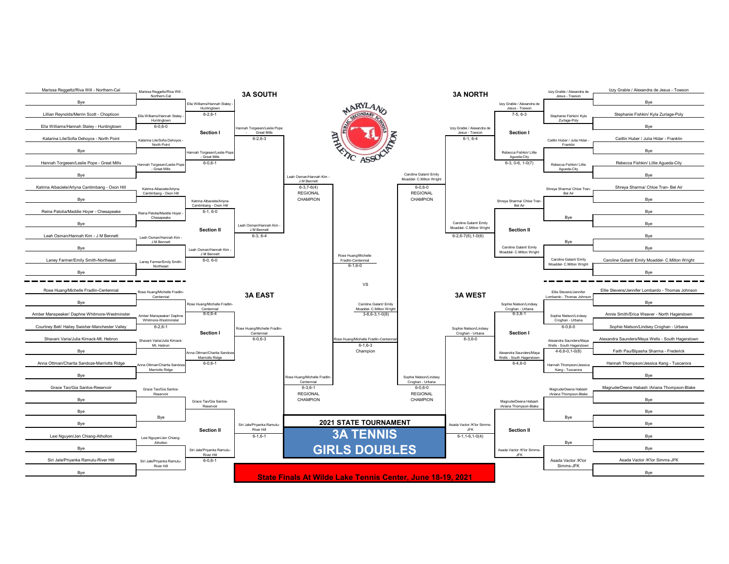# 2021 STATE TOURNAMENT

## 3A TENNIS GIRLS DOUBLES

**State Finals At Wilde Lake Tennis Center, June 18-19, 2021**

## 3A SOUTH

### Section I

| First Round | Second Round | Section Final | Regional Final |
|---|---|---|---|
| Marissa Reggettz/Riva Will - Northern-Cal | Marissa Reggettz/Riva Will - Northern-Cal | | |
| Bye | | Ella Williams/Hannah Staley - Huntingtown | |
| Lillian Reynolds/Merrin Scott - Chopticon | Ella Williams/Hannah Staley - Huntingtown | 6-2,6-1 | |
| Ella Williams/Hannah Staley - Huntingtown | 6-0,6-0 | | Hannah Torgesen/Leslie Pope - Great Mills |
| Katarina Lile/Sofia Dehoyos - North Point | Katarina Lile/Sofia Dehoyos - North Point | | 6-2,6-3 |
| Bye | | Hannah Torgesen/Leslie Pope - Great Mills | |
| Hannah Torgesen/Leslie Pope - Great Mills | Hannah Torgesen/Leslie Pope - Great Mills | 6-0,6-1 | |
| Bye | | | |

### Section II

| First Round | Second Round | Section Final | Regional Final |
|---|---|---|---|
| Katrina Albaciete/Arlyna Cantimbang - Oxon Hill | Katrina Albaciete/Arlyna Cantimbang - Oxon Hill | | |
| Bye | | Katrina Albaciete/Arlyna Cantimbang - Oxon Hill | |
| Reina Patolia/Maddie Hoyer - Chesapeake | Reina Patolia/Maddie Hoyer - Chesapeake | 6-1, 6-0 | |
| Bye | | | Leah Osman/Hannah Kim - J M Bennett |
| Leah Osman/Hannah Kim - J M Bennett | Leah Osman/Hannah Kim - J M Bennett | | 6-3, 6-4 |
| Bye | | Leah Osman/Hannah Kim - J M Bennett | |
| Laney Farmer/Emily Smith-Northeast | Laney Farmer/Emily Smith-Northeast | 6-0, 6-0 | |
| Bye | | | |

**3A South Regional Champion:** Leah Osman/Hannah Kim - J M Bennett, 6-3,7-6(4)

## 3A NORTH

### Section I

| First Round | Second Round | Section Final | Regional Final |
|---|---|---|---|
| Izzy Grable / Alexandra de Jesus - Towson | Izzy Grable / Alexandra de Jesus - Towson | | |
| Bye | | Izzy Grable / Alexandra de Jesus - Towson | |
| Stephanie Fishkin/ Kyla Zurlage-Poly | Stephanie Fishkin/ Kyla Zurlage-Poly | 7-5, 6-3 | |
| Bye | | | Izzy Grable / Alexandra de Jesus - Towson |
| Caitlin Huber / Julia Hidar - Franklin | Caitlin Huber / Julia Hidar - Franklin | | 6-1, 6-4 |
| Bye | | Rebecca Fishkin/ Lillie Agueda-City | |
| Rebecca Fishkin/ Lillie Agueda-City | Rebecca Fishkin/ Lillie Agueda-City | 6-3, 0-6, 1-0(7) | |
| Bye | | | |

### Section II

| First Round | Second Round | Section Final | Regional Final |
|---|---|---|---|
| Shreya Sharma/ Chloe Tran- Bel Air | Shreya Sharma/ Chloe Tran- Bel Air | | |
| Bye | | Shreya Sharma/ Chloe Tran- Bel Air | |
| Bye | Bye | | |
| Bye | | | Caroline Galant/ Emily Moaddel- C.Milton Wright |
| Bye | Bye | | 6-2,6-7(6),1-0(6) |
| Bye | | Caroline Galant/ Emily Moaddel- C.Milton Wright | |
| Caroline Galant/ Emily Moaddel- C.Milton Wright | Caroline Galant/ Emily Moaddel- C.Milton Wright | | |
| Bye | | | |

**3A North Regional Champion:** Caroline Galant/ Emily Moaddel- C.Milton Wright, 6-0,6-0

## 3A EAST

### Section I

| First Round | Second Round | Section Final | Regional Final |
|---|---|---|---|
| Rose Huang/Michelle Fradlin-Centennial | Rose Huang/Michelle Fradlin-Centennial | | |
| Bye | | Rose Huang/Michelle Fradlin-Centennial | |
| Amber Manspeaker/ Daphne Whitmore-Westminster | Amber Manspeaker/ Daphne Whitmore-Westminster | 6-0,6-4 | |
| Courtney Bell/ Hailey Swisher-Manchester Valley | 6-2,6-1 | | Rose Huang/Michelle Fradlin-Centennial |
| Shavani Varia/Julia Kimack-Mt. Hebron | Shavani Varia/Julia Kimack-Mt. Hebron | | 6-0,6-3 |
| Bye | | Anna Ottman/Charita Sandoze-Marriotts Ridge | |
| Anna Ottman/Charita Sandoze-Marriotts Ridge | Anna Ottman/Charita Sandoze-Marriotts Ridge | 6-0,6-1 | |
| Bye | | | |

### Section II

| First Round | Second Round | Section Final | Regional Final |
|---|---|---|---|
| Grace Tao/Gia Santos-Reservoir | Grace Tao/Gia Santos-Reservoir | | |
| Bye | | Grace Tao/Gia Santos-Reservoir | |
| Bye | Bye | | |
| Bye | | | Siri Jale/Priyanka Ramulu-River Hill |
| Lexi Nguyen/Jen Chiang-Atholton | Lexi Nguyen/Jen Chiang-Atholton | | 6-1,6-1 |
| Bye | | Siri Jale/Priyanka Ramulu-River Hill | |
| Siri Jale/Priyanka Ramulu-River Hill | Siri Jale/Priyanka Ramulu-River Hill | 6-0,6-1 | |
| Bye | | | |

**3A East Regional Champion:** Rose Huang/Michelle Fradlin-Centennial, 6-3,6-1

## 3A WEST

### Section I

| First Round | Second Round | Section Final | Regional Final |
|---|---|---|---|
| Ellie Stevens/Jennifer Lombardo - Thomas Johnson | Ellie Stevens/Jennifer Lombardo - Thomas Johnson | | |
| Bye | | Sophie Nielson/Lindsey Croghan - Urbana | |
| Annie Smith/Erica Weaver - North Hagerstown | Sophie Nielson/Lindsey Croghan - Urbana | 6-3,6-1 | |
| Sophie Nielson/Lindsey Croghan - Urbana | 6-0,6-0 | | Sophie Nielson/Lindsey Croghan - Urbana |
| Alexandra Saunders/Maya Wells - South Hagerstown | Alexandra Saunders/Maya Wells - South Hagerstown | | 6-3,6-0 |
| Faith Pau/Bipasha Sharma - Frederick | 4-6,6-0,1-0(8) | Alexandra Saunders/Maya Wells - South Hagerstown | |
| Hannah Thompson/Jessica Kang - Tuscarora | Hannah Thompson/Jessica Kang - Tuscarora | 6-4,6-0 | |
| Bye | | | |

### Section II

| First Round | Second Round | Section Final | Regional Final |
|---|---|---|---|
| MagruderDeena Habash /Ariana Thompson-Blake | MagruderDeena Habash /Ariana Thompson-Blake | | |
| Bye | | MagruderDeena Habash /Ariana Thompson-Blake | |
| Bye | Bye | | |
| Bye | | | Asada Vactor /K'lor Simms-JFK |
| Bye | Bye | | 6-1,1-6,1-0(4) |
| Bye | | Asada Vactor /K'lor Simms-JFK | |
| Asada Vactor /K'lor Simms-JFK | Asada Vactor /K'lor Simms-JFK | | |
| Bye | | | |

**3A West Regional Champion:** Sophie Nielson/Lindsey Croghan - Urbana, 6-0,6-0

## State Semifinals and Final

- Rose Huang/Michelle Fradlin-Centennial, 6-1,6-0
- VS
- Caroline Galant/ Emily Moaddel- C.Milton Wright, 3-6,6-3,1-0(8)

**Champion:** Rose Huang/Michelle Fradlin-Centennial, 6-1,6-3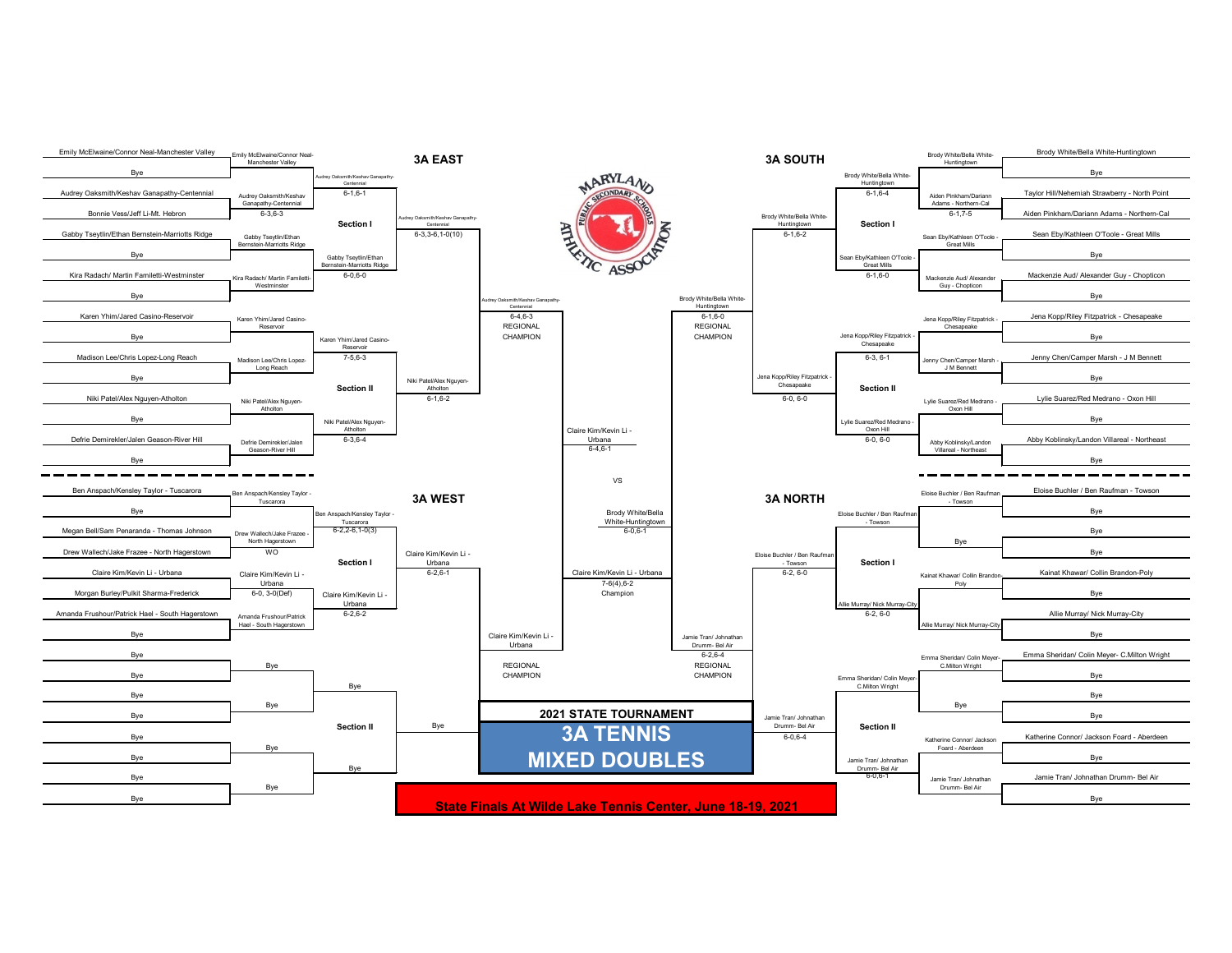# 2021 STATE TOURNAMENT

# 3A TENNIS MIXED DOUBLES

**State Finals At Wilde Lake Tennis Center, June 18-19, 2021**

## 3A EAST

### Section I

Emily McElwaine/Connor Neal-Manchester Valley
Bye
Audrey Oaksmith/Keshav Ganapathy-Centennial
Bonnie Vess/Jeff Li-Mt. Hebron
Gabby Tseytlin/Ethan Bernstein-Marriotts Ridge
Bye
Kira Radach/ Martin Familetti-Westminster
Bye

Emily McElwaine/Connor Neal-Manchester Valley
Audrey Oaksmith/Keshav Ganapathy-Centennial 6-3,6-3
Gabby Tseytlin/Ethan Bernstein-Marriotts Ridge
Kira Radach/ Martin Familetti-Westminster

Audrey Oaksmith/Keshav Ganapathy-Centennial 6-1,6-1
Gabby Tseytlin/Ethan Bernstein-Marriotts Ridge 6-0,6-0

Audrey Oaksmith/Keshav Ganapathy-Centennial 6-3,3-6,1-0(10)

### Section II

Karen Yhim/Jared Casino-Reservoir
Bye
Madison Lee/Chris Lopez-Long Reach
Bye
Niki Patel/Alex Nguyen-Atholton
Bye
Defrie Demirekler/Jalen Geason-River Hill
Bye

Karen Yhim/Jared Casino-Reservoir
Madison Lee/Chris Lopez-Long Reach
Niki Patel/Alex Nguyen-Atholton
Defrie Demirekler/Jalen Geason-River Hill

Karen Yhim/Jared Casino-Reservoir 7-5,6-3
Niki Patel/Alex Nguyen-Atholton 6-3,6-4

Niki Patel/Alex Nguyen-Atholton 6-1,6-2

Audrey Oaksmith/Keshav Ganapathy-Centennial 6-4,6-3 REGIONAL CHAMPION

## 3A SOUTH

### Section I

Brody White/Bella White-Huntingtown
Bye
Taylor Hill/Nehemiah Strawberry - North Point
Aiden Pinkham/Dariann Adams - Northern-Cal
Sean Eby/Kathleen O'Toole - Great Mills
Bye
Mackenzie Aud/ Alexander Guy - Chopticon
Bye

Brody White/Bella White-Huntingtown
Aiden Pinkham/Dariann Adams - Northern-Cal 6-1,7-5
Sean Eby/Kathleen O'Toole - Great Mills
Mackenzie Aud/ Alexander Guy - Chopticon

Brody White/Bella White-Huntingtown 6-1,6-4
Sean Eby/Kathleen O'Toole - Great Mills 6-1,6-0

Brody White/Bella White-Huntingtown 6-1,6-2

### Section II

Jena Kopp/Riley Fitzpatrick - Chesapeake
Bye
Jenny Chen/Camper Marsh - J M Bennett
Bye
Lylie Suarez/Red Medrano - Oxon Hill
Bye
Abby Koblinsky/Landon Villareal - Northeast
Bye

Jena Kopp/Riley Fitzpatrick - Chesapeake
Jenny Chen/Camper Marsh - J M Bennett
Lylie Suarez/Red Medrano - Oxon Hill
Abby Koblinsky/Landon Villareal - Northeast

Jena Kopp/Riley Fitzpatrick - Chesapeake 6-3, 6-1
Lylie Suarez/Red Medrano - Oxon Hill 6-0, 6-0

Jena Kopp/Riley Fitzpatrick - Chesapeake 6-0, 6-0

Brody White/Bella White-Huntingtown 6-1,6-0 REGIONAL CHAMPION

## 3A WEST

### Section I

Ben Anspach/Kensley Taylor - Tuscarora
Bye
Megan Bell/Sam Penaranda - Thomas Johnson
Drew Wallech/Jake Frazee - North Hagerstown
Claire Kim/Kevin Li - Urbana
Morgan Burley/Pulkit Sharma-Frederick
Amanda Frushour/Patrick Hael - South Hagerstown
Bye

Ben Anspach/Kensley Taylor - Tuscarora
Drew Wallech/Jake Frazee - North Hagerstown WO
Claire Kim/Kevin Li - Urbana 6-0, 3-0(Def)
Amanda Frushour/Patrick Hael - South Hagerstown

Ben Anspach/Kensley Taylor - Tuscarora 6-2,2-6,1-0(3)
Claire Kim/Kevin Li - Urbana 6-2,6-2

Claire Kim/Kevin Li - Urbana 6-2,6-1

### Section II

Bye
Bye
Bye
Bye
Bye
Bye
Bye
Bye

Bye
Bye
Bye
Bye

Bye
Bye

Bye

Claire Kim/Kevin Li - Urbana REGIONAL CHAMPION

## 3A NORTH

### Section I

Eloise Buchler / Ben Raufman - Towson
Bye
Bye
Bye
Kainat Khawar/ Collin Brandon-Poly
Bye
Allie Murray/ Nick Murray-City
Bye

Eloise Buchler / Ben Raufman - Towson
Bye
Kainat Khawar/ Collin Brandon-Poly
Allie Murray/ Nick Murray-City

Eloise Buchler / Ben Raufman - Towson
Allie Murray/ Nick Murray-City 6-2, 6-0

Eloise Buchler / Ben Raufman - Towson 6-2, 6-0

### Section II

Emma Sheridan/ Colin Meyer- C.Milton Wright
Bye
Bye
Bye
Katherine Connor/ Jackson Foard - Aberdeen
Bye
Jamie Tran/ Johnathan Drumm- Bel Air
Bye

Emma Sheridan/ Colin Meyer- C.Milton Wright
Bye
Katherine Connor/ Jackson Foard - Aberdeen
Jamie Tran/ Johnathan Drumm- Bel Air

Emma Sheridan/ Colin Meyer- C.Milton Wright
Jamie Tran/ Johnathan Drumm- Bel Air 6-0,6-1

Jamie Tran/ Johnathan Drumm- Bel Air 6-0,6-4

Jamie Tran/ Johnathan Drumm- Bel Air 6-2,6-4 REGIONAL CHAMPION

## State Semifinals and Final

Claire Kim/Kevin Li - Urbana 6-4,6-1

VS

Brody White/Bella White-Huntingtown 6-0,6-1

Claire Kim/Kevin Li - Urbana 7-6(4),6-2 Champion